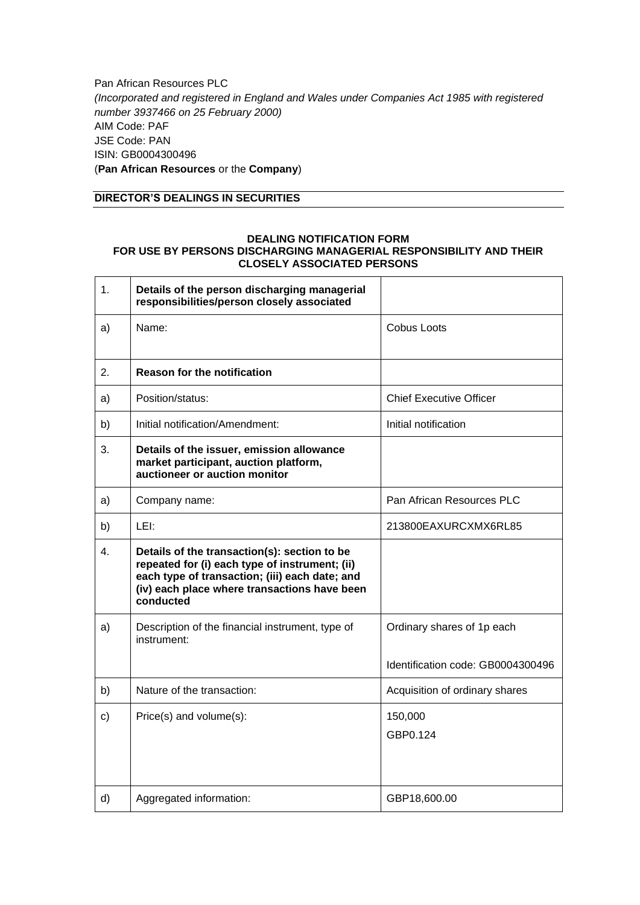Pan African Resources PLC
*(Incorporated and registered in England and Wales under Companies Act 1985 with registered number 3937466 on 25 February 2000)*
AIM Code: PAF
JSE Code: PAN
ISIN: GB0004300496
(**Pan African Resources** or the **Company**)

## DIRECTOR'S DEALINGS IN SECURITIES

### DEALING NOTIFICATION FORM FOR USE BY PERSONS DISCHARGING MANAGERIAL RESPONSIBILITY AND THEIR CLOSELY ASSOCIATED PERSONS

| | | |
|---|---|---|
| 1. | **Details of the person discharging managerial responsibilities/person closely associated** | |
| a) | Name: | Cobus Loots |
| 2. | **Reason for the notification** | |
| a) | Position/status: | Chief Executive Officer |
| b) | Initial notification/Amendment: | Initial notification |
| 3. | **Details of the issuer, emission allowance market participant, auction platform, auctioneer or auction monitor** | |
| a) | Company name: | Pan African Resources PLC |
| b) | LEI: | 213800EAXURCXMX6RL85 |
| 4. | **Details of the transaction(s): section to be repeated for (i) each type of instrument; (ii) each type of transaction; (iii) each date; and (iv) each place where transactions have been conducted** | |
| a) | Description of the financial instrument, type of instrument: | Ordinary shares of 1p each<br><br>Identification code: GB0004300496 |
| b) | Nature of the transaction: | Acquisition of ordinary shares |
| c) | Price(s) and volume(s): | 150,000<br>GBP0.124 |
| d) | Aggregated information: | GBP18,600.00 |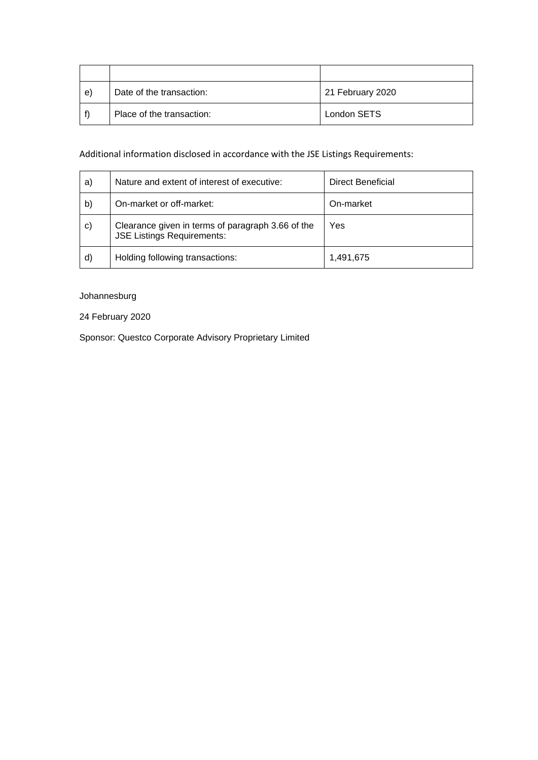| | | |
|---|---|---|
| e) | Date of the transaction: | 21 February 2020 |
| f) | Place of the transaction: | London SETS |

Additional information disclosed in accordance with the JSE Listings Requirements:

| | | |
|---|---|---|
| a) | Nature and extent of interest of executive: | Direct Beneficial |
| b) | On-market or off-market: | On-market |
| c) | Clearance given in terms of paragraph 3.66 of the JSE Listings Requirements: | Yes |
| d) | Holding following transactions: | 1,491,675 |

Johannesburg

24 February 2020

Sponsor: Questco Corporate Advisory Proprietary Limited